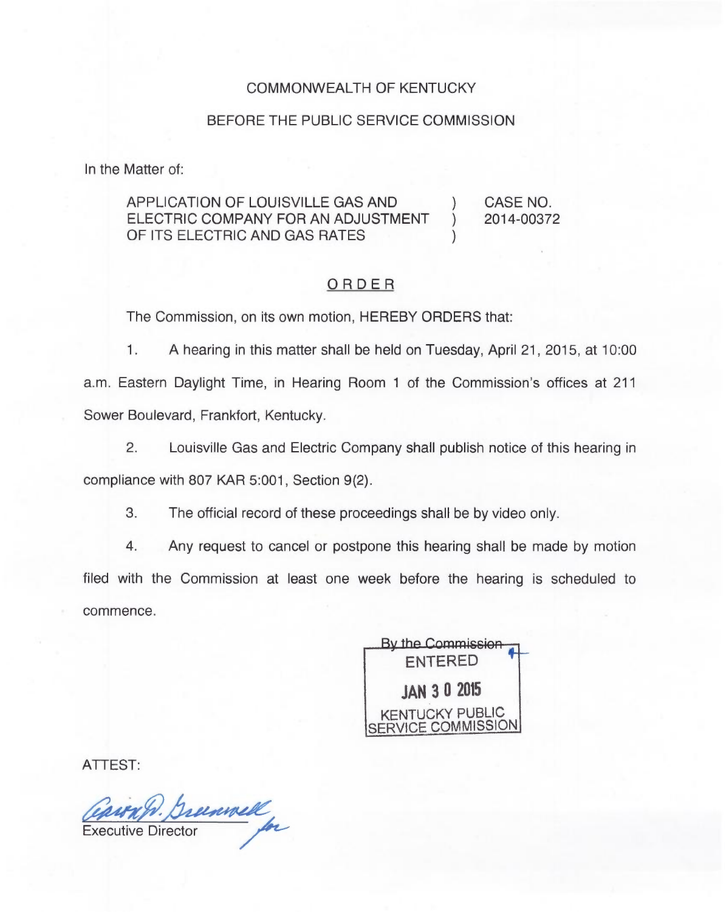COMMONWEALTH OF KENTUCKY

BEFORE THE PUBLIC SERVICE COMMISSION

In the Matter of:

| | | |
|---|---|---|
| APPLICATION OF LOUISVILLE GAS AND ELECTRIC COMPANY FOR AN ADJUSTMENT OF ITS ELECTRIC AND GAS RATES | ) ) ) | CASE NO. 2014-00372 |

## ORDER

The Commission, on its own motion, HEREBY ORDERS that:

1. A hearing in this matter shall be held on Tuesday, April 21, 2015, at 10:00 a.m. Eastern Daylight Time, in Hearing Room 1 of the Commission's offices at 211 Sower Boulevard, Frankfort, Kentucky.

2. Louisville Gas and Electric Company shall publish notice of this hearing in compliance with 807 KAR 5:001, Section 9(2).

3. The official record of these proceedings shall be by video only.

4. Any request to cancel or postpone this hearing shall be made by motion filed with the Commission at least one week before the hearing is scheduled to commence.

By the Commission

ENTERED

JAN 30 2015

KENTUCKY PUBLIC SERVICE COMMISSION

ATTEST:

Executive Director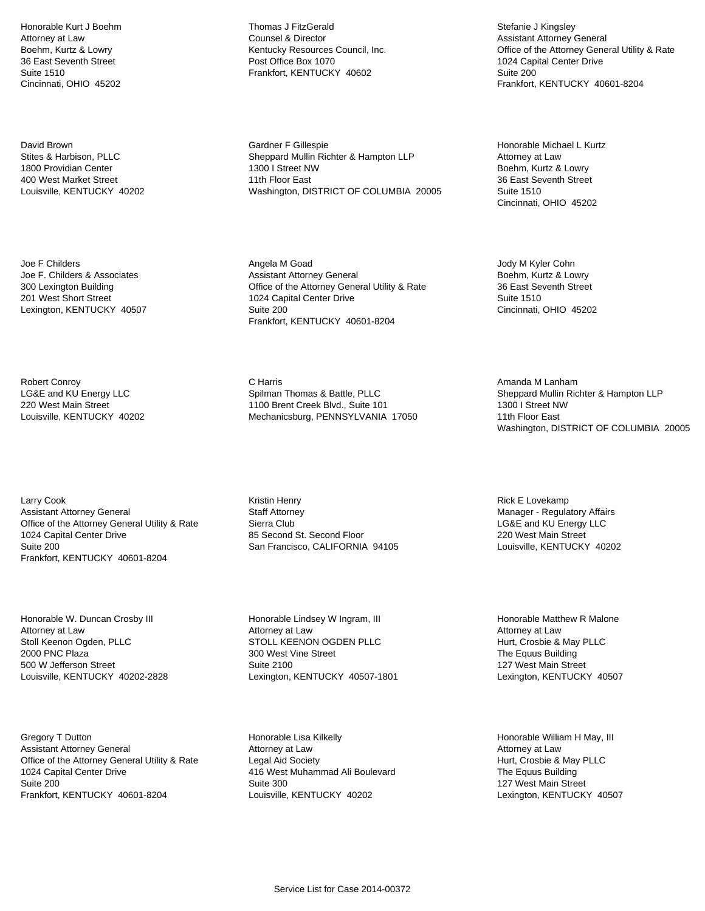Honorable Kurt J Boehm
Attorney at Law
Boehm, Kurtz & Lowry
36 East Seventh Street
Suite 1510
Cincinnati, OHIO 45202

Thomas J FitzGerald
Counsel & Director
Kentucky Resources Council, Inc.
Post Office Box 1070
Frankfort, KENTUCKY 40602

Stefanie J Kingsley
Assistant Attorney General
Office of the Attorney General Utility & Rate
1024 Capital Center Drive
Suite 200
Frankfort, KENTUCKY 40601-8204

David Brown
Stites & Harbison, PLLC
1800 Providian Center
400 West Market Street
Louisville, KENTUCKY 40202

Gardner F Gillespie
Sheppard Mullin Richter & Hampton LLP
1300 I Street NW
11th Floor East
Washington, DISTRICT OF COLUMBIA 20005

Honorable Michael L Kurtz
Attorney at Law
Boehm, Kurtz & Lowry
36 East Seventh Street
Suite 1510
Cincinnati, OHIO 45202

Joe F Childers
Joe F. Childers & Associates
300 Lexington Building
201 West Short Street
Lexington, KENTUCKY 40507

Angela M Goad
Assistant Attorney General
Office of the Attorney General Utility & Rate
1024 Capital Center Drive
Suite 200
Frankfort, KENTUCKY 40601-8204

Jody M Kyler Cohn
Boehm, Kurtz & Lowry
36 East Seventh Street
Suite 1510
Cincinnati, OHIO 45202

Robert Conroy
LG&E and KU Energy LLC
220 West Main Street
Louisville, KENTUCKY 40202

C Harris
Spilman Thomas & Battle, PLLC
1100 Brent Creek Blvd., Suite 101
Mechanicsburg, PENNSYLVANIA 17050

Amanda M Lanham
Sheppard Mullin Richter & Hampton LLP
1300 I Street NW
11th Floor East
Washington, DISTRICT OF COLUMBIA 20005

Larry Cook
Assistant Attorney General
Office of the Attorney General Utility & Rate
1024 Capital Center Drive
Suite 200
Frankfort, KENTUCKY 40601-8204

Kristin Henry
Staff Attorney
Sierra Club
85 Second St. Second Floor
San Francisco, CALIFORNIA 94105

Rick E Lovekamp
Manager - Regulatory Affairs
LG&E and KU Energy LLC
220 West Main Street
Louisville, KENTUCKY 40202

Honorable W. Duncan Crosby III
Attorney at Law
Stoll Keenon Ogden, PLLC
2000 PNC Plaza
500 W Jefferson Street
Louisville, KENTUCKY 40202-2828

Honorable Lindsey W Ingram, III
Attorney at Law
STOLL KEENON OGDEN PLLC
300 West Vine Street
Suite 2100
Lexington, KENTUCKY 40507-1801

Honorable Matthew R Malone
Attorney at Law
Hurt, Crosbie & May PLLC
The Equus Building
127 West Main Street
Lexington, KENTUCKY 40507

Gregory T Dutton
Assistant Attorney General
Office of the Attorney General Utility & Rate
1024 Capital Center Drive
Suite 200
Frankfort, KENTUCKY 40601-8204

Honorable Lisa Kilkelly
Attorney at Law
Legal Aid Society
416 West Muhammad Ali Boulevard
Suite 300
Louisville, KENTUCKY 40202

Honorable William H May, III
Attorney at Law
Hurt, Crosbie & May PLLC
The Equus Building
127 West Main Street
Lexington, KENTUCKY 40507

Service List for Case 2014-00372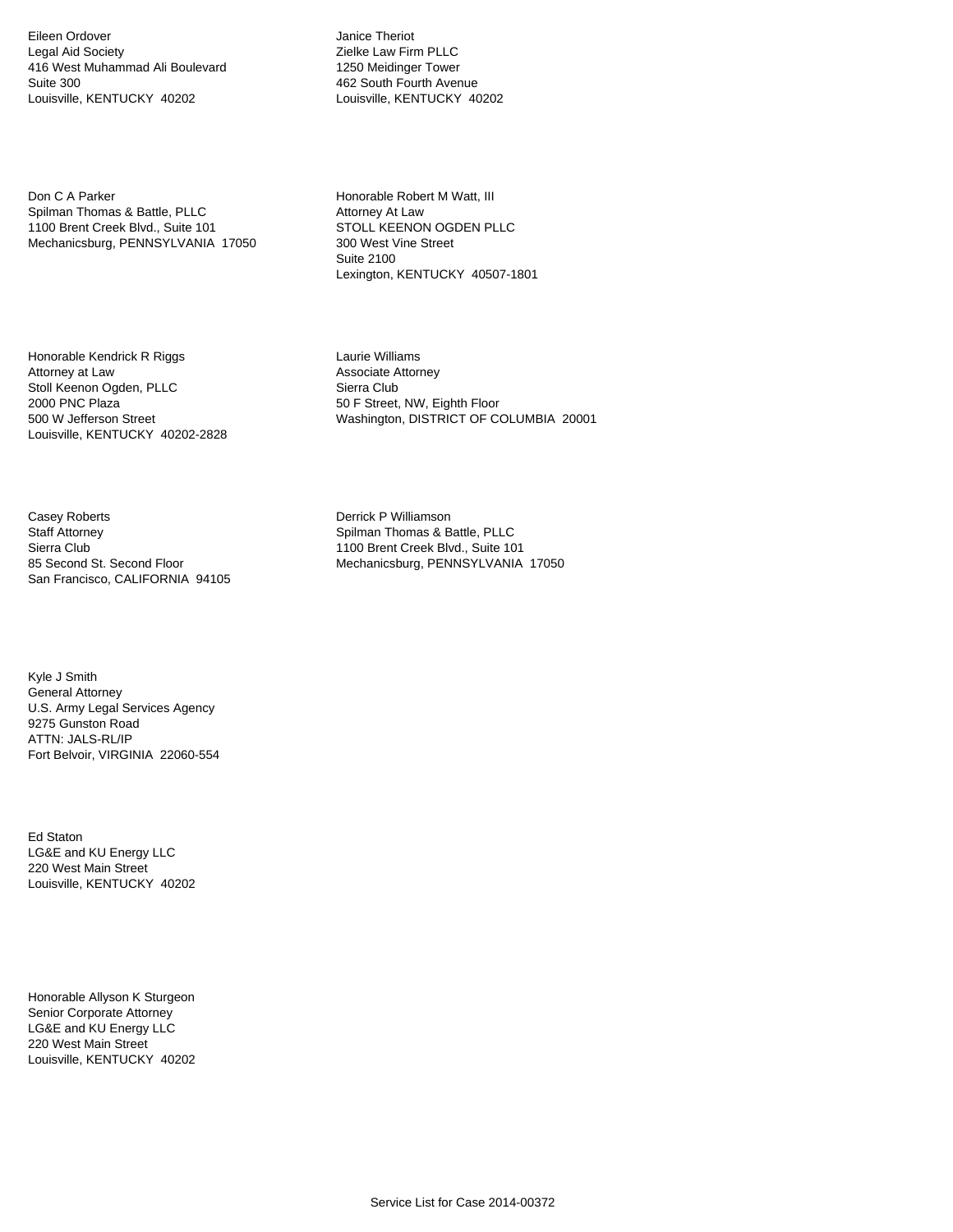Eileen Ordover
Legal Aid Society
416 West Muhammad Ali Boulevard
Suite 300
Louisville, KENTUCKY 40202

Janice Theriot
Zielke Law Firm PLLC
1250 Meidinger Tower
462 South Fourth Avenue
Louisville, KENTUCKY 40202

Don C A Parker
Spilman Thomas & Battle, PLLC
1100 Brent Creek Blvd., Suite 101
Mechanicsburg, PENNSYLVANIA 17050

Honorable Robert M Watt, III
Attorney At Law
STOLL KEENON OGDEN PLLC
300 West Vine Street
Suite 2100
Lexington, KENTUCKY 40507-1801

Honorable Kendrick R Riggs
Attorney at Law
Stoll Keenon Ogden, PLLC
2000 PNC Plaza
500 W Jefferson Street
Louisville, KENTUCKY 40202-2828

Laurie Williams
Associate Attorney
Sierra Club
50 F Street, NW, Eighth Floor
Washington, DISTRICT OF COLUMBIA 20001

Casey Roberts
Staff Attorney
Sierra Club
85 Second St. Second Floor
San Francisco, CALIFORNIA 94105

Derrick P Williamson
Spilman Thomas & Battle, PLLC
1100 Brent Creek Blvd., Suite 101
Mechanicsburg, PENNSYLVANIA 17050

Kyle J Smith
General Attorney
U.S. Army Legal Services Agency
9275 Gunston Road
ATTN: JALS-RL/IP
Fort Belvoir, VIRGINIA 22060-554

Ed Staton
LG&E and KU Energy LLC
220 West Main Street
Louisville, KENTUCKY 40202

Honorable Allyson K Sturgeon
Senior Corporate Attorney
LG&E and KU Energy LLC
220 West Main Street
Louisville, KENTUCKY 40202

Service List for Case 2014-00372